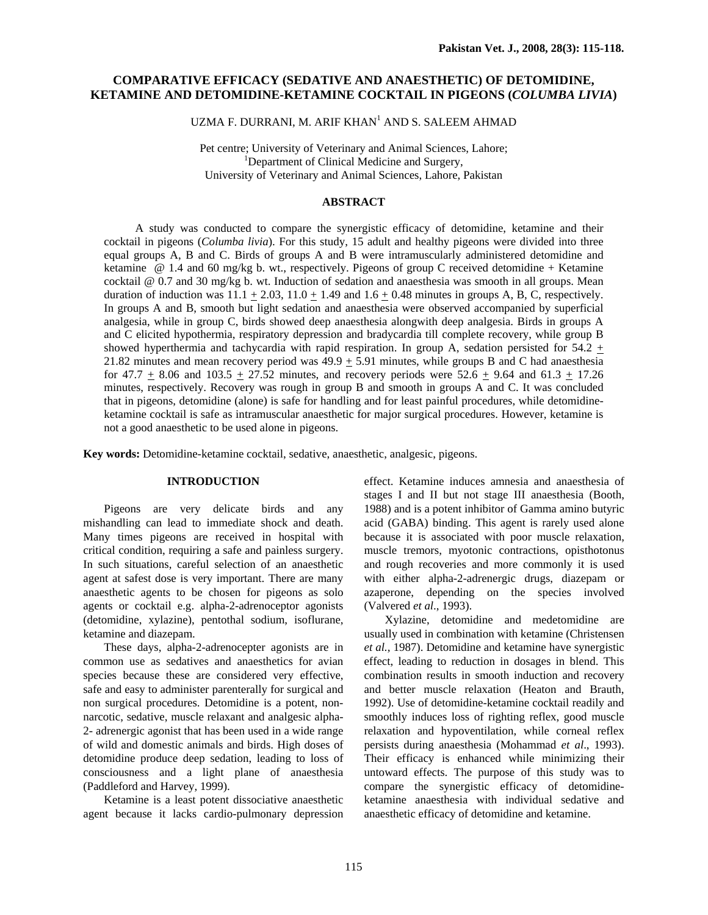# COMPARATIVE EFFICACY (SEDATIVE AND ANAESTHETIC) OF DETOMIDINE, KETAMINE AND DETOMIDINE-KETAMINE COCKTAIL IN PIGEONS (*COLUMBA LIVIA*)

UZMA F. DURRANI, M. ARIF KHAN[1] AND S. SALEEM AHMAD

Pet centre; University of Veterinary and Animal Sciences, Lahore;
[1]Department of Clinical Medicine and Surgery,
University of Veterinary and Animal Sciences, Lahore, Pakistan

## ABSTRACT

A study was conducted to compare the synergistic efficacy of detomidine, ketamine and their cocktail in pigeons (*Columba livia*). For this study, 15 adult and healthy pigeons were divided into three equal groups A, B and C. Birds of groups A and B were intramuscularly administered detomidine and ketamine @ 1.4 and 60 mg/kg b. wt., respectively. Pigeons of group C received detomidine + Ketamine cocktail @ 0.7 and 30 mg/kg b. wt. Induction of sedation and anaesthesia was smooth in all groups. Mean duration of induction was 11.1 ± 2.03, 11.0 ± 1.49 and 1.6 ± 0.48 minutes in groups A, B, C, respectively. In groups A and B, smooth but light sedation and anaesthesia were observed accompanied by superficial analgesia, while in group C, birds showed deep anaesthesia alongwith deep analgesia. Birds in groups A and C elicited hypothermia, respiratory depression and bradycardia till complete recovery, while group B showed hyperthermia and tachycardia with rapid respiration. In group A, sedation persisted for 54.2 ± 21.82 minutes and mean recovery period was 49.9 ± 5.91 minutes, while groups B and C had anaesthesia for 47.7 ± 8.06 and 103.5 ± 27.52 minutes, and recovery periods were 52.6 ± 9.64 and 61.3 ± 17.26 minutes, respectively. Recovery was rough in group B and smooth in groups A and C. It was concluded that in pigeons, detomidine (alone) is safe for handling and for least painful procedures, while detomidine-ketamine cocktail is safe as intramuscular anaesthetic for major surgical procedures. However, ketamine is not a good anaesthetic to be used alone in pigeons.

**Key words:** Detomidine-ketamine cocktail, sedative, anaesthetic, analgesic, pigeons.

## INTRODUCTION

Pigeons are very delicate birds and any mishandling can lead to immediate shock and death. Many times pigeons are received in hospital with critical condition, requiring a safe and painless surgery. In such situations, careful selection of an anaesthetic agent at safest dose is very important. There are many anaesthetic agents to be chosen for pigeons as solo agents or cocktail e.g. alpha-2-adrenoceptor agonists (detomidine, xylazine), pentothal sodium, isoflurane, ketamine and diazepam.

These days, alpha-2-adrenocepter agonists are in common use as sedatives and anaesthetics for avian species because these are considered very effective, safe and easy to administer parenterally for surgical and non surgical procedures. Detomidine is a potent, non-narcotic, sedative, muscle relaxant and analgesic alpha-2- adrenergic agonist that has been used in a wide range of wild and domestic animals and birds. High doses of detomidine produce deep sedation, leading to loss of consciousness and a light plane of anaesthesia (Paddleford and Harvey, 1999).

Ketamine is a least potent dissociative anaesthetic agent because it lacks cardio-pulmonary depression effect. Ketamine induces amnesia and anaesthesia of stages I and II but not stage III anaesthesia (Booth, 1988) and is a potent inhibitor of Gamma amino butyric acid (GABA) binding. This agent is rarely used alone because it is associated with poor muscle relaxation, muscle tremors, myotonic contractions, opisthotonus and rough recoveries and more commonly it is used with either alpha-2-adrenergic drugs, diazepam or azaperone, depending on the species involved (Valvered *et al*., 1993).

Xylazine, detomidine and medetomidine are usually used in combination with ketamine (Christensen *et al.,* 1987). Detomidine and ketamine have synergistic effect, leading to reduction in dosages in blend. This combination results in smooth induction and recovery and better muscle relaxation (Heaton and Brauth, 1992). Use of detomidine-ketamine cocktail readily and smoothly induces loss of righting reflex, good muscle relaxation and hypoventilation, while corneal reflex persists during anaesthesia (Mohammad *et al*., 1993). Their efficacy is enhanced while minimizing their untoward effects. The purpose of this study was to compare the synergistic efficacy of detomidine-ketamine anaesthesia with individual sedative and anaesthetic efficacy of detomidine and ketamine.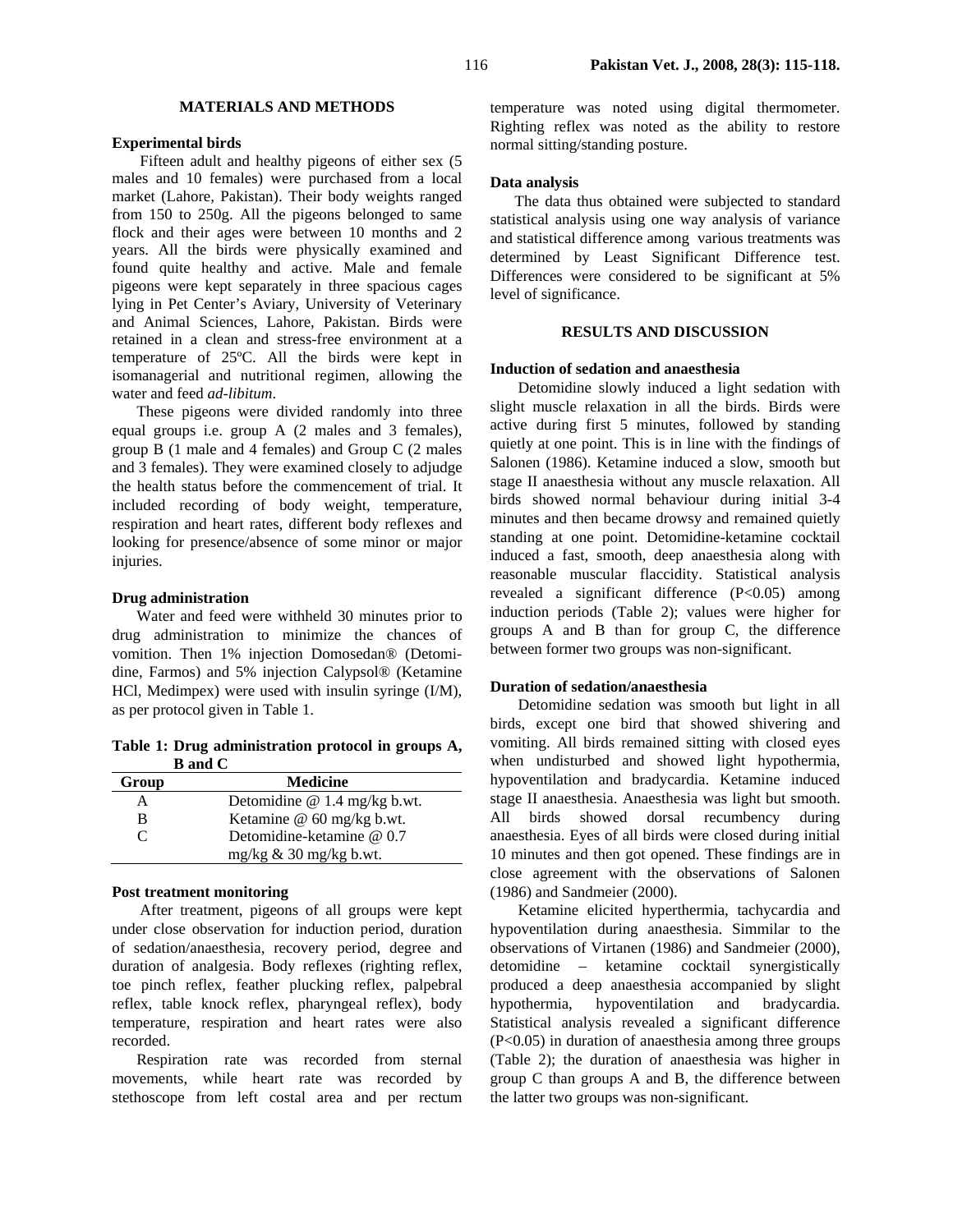## MATERIALS AND METHODS

### Experimental birds

Fifteen adult and healthy pigeons of either sex (5 males and 10 females) were purchased from a local market (Lahore, Pakistan). Their body weights ranged from 150 to 250g. All the pigeons belonged to same flock and their ages were between 10 months and 2 years. All the birds were physically examined and found quite healthy and active. Male and female pigeons were kept separately in three spacious cages lying in Pet Center's Aviary, University of Veterinary and Animal Sciences, Lahore, Pakistan. Birds were retained in a clean and stress-free environment at a temperature of 25ºC. All the birds were kept in isomanagerial and nutritional regimen, allowing the water and feed *ad-libitum*.

These pigeons were divided randomly into three equal groups i.e. group A (2 males and 3 females), group B (1 male and 4 females) and Group C (2 males and 3 females). They were examined closely to adjudge the health status before the commencement of trial. It included recording of body weight, temperature, respiration and heart rates, different body reflexes and looking for presence/absence of some minor or major injuries.

### Drug administration

Water and feed were withheld 30 minutes prior to drug administration to minimize the chances of vomition. Then 1% injection Domosedan® (Detomidine, Farmos) and 5% injection Calypsol® (Ketamine HCl, Medimpex) were used with insulin syringe (I/M), as per protocol given in Table 1.

**Table 1: Drug administration protocol in groups A, B and C**

| Group | Medicine |
|---|---|
| A | Detomidine @ 1.4 mg/kg b.wt. |
| B | Ketamine @ 60 mg/kg b.wt. |
| C | Detomidine-ketamine @ 0.7 mg/kg & 30 mg/kg b.wt. |

### Post treatment monitoring

After treatment, pigeons of all groups were kept under close observation for induction period, duration of sedation/anaesthesia, recovery period, degree and duration of analgesia. Body reflexes (righting reflex, toe pinch reflex, feather plucking reflex, palpebral reflex, table knock reflex, pharyngeal reflex), body temperature, respiration and heart rates were also recorded.

Respiration rate was recorded from sternal movements, while heart rate was recorded by stethoscope from left costal area and per rectum temperature was noted using digital thermometer. Righting reflex was noted as the ability to restore normal sitting/standing posture.

### Data analysis

The data thus obtained were subjected to standard statistical analysis using one way analysis of variance and statistical difference among various treatments was determined by Least Significant Difference test. Differences were considered to be significant at 5% level of significance.

## RESULTS AND DISCUSSION

### Induction of sedation and anaesthesia

Detomidine slowly induced a light sedation with slight muscle relaxation in all the birds. Birds were active during first 5 minutes, followed by standing quietly at one point. This is in line with the findings of Salonen (1986). Ketamine induced a slow, smooth but stage II anaesthesia without any muscle relaxation. All birds showed normal behaviour during initial 3-4 minutes and then became drowsy and remained quietly standing at one point. Detomidine-ketamine cocktail induced a fast, smooth, deep anaesthesia along with reasonable muscular flaccidity. Statistical analysis revealed a significant difference ($P<0.05$) among induction periods (Table 2); values were higher for groups A and B than for group C, the difference between former two groups was non-significant.

### Duration of sedation/anaesthesia

Detomidine sedation was smooth but light in all birds, except one bird that showed shivering and vomiting. All birds remained sitting with closed eyes when undisturbed and showed light hypothermia, hypoventilation and bradycardia. Ketamine induced stage II anaesthesia. Anaesthesia was light but smooth. All birds showed dorsal recumbency during anaesthesia. Eyes of all birds were closed during initial 10 minutes and then got opened. These findings are in close agreement with the observations of Salonen (1986) and Sandmeier (2000).

Ketamine elicited hyperthermia, tachycardia and hypoventilation during anaesthesia. Simmilar to the observations of Virtanen (1986) and Sandmeier (2000), detomidine – ketamine cocktail synergistically produced a deep anaesthesia accompanied by slight hypothermia, hypoventilation and bradycardia. Statistical analysis revealed a significant difference ($P<0.05$) in duration of anaesthesia among three groups (Table 2); the duration of anaesthesia was higher in group C than groups A and B, the difference between the latter two groups was non-significant.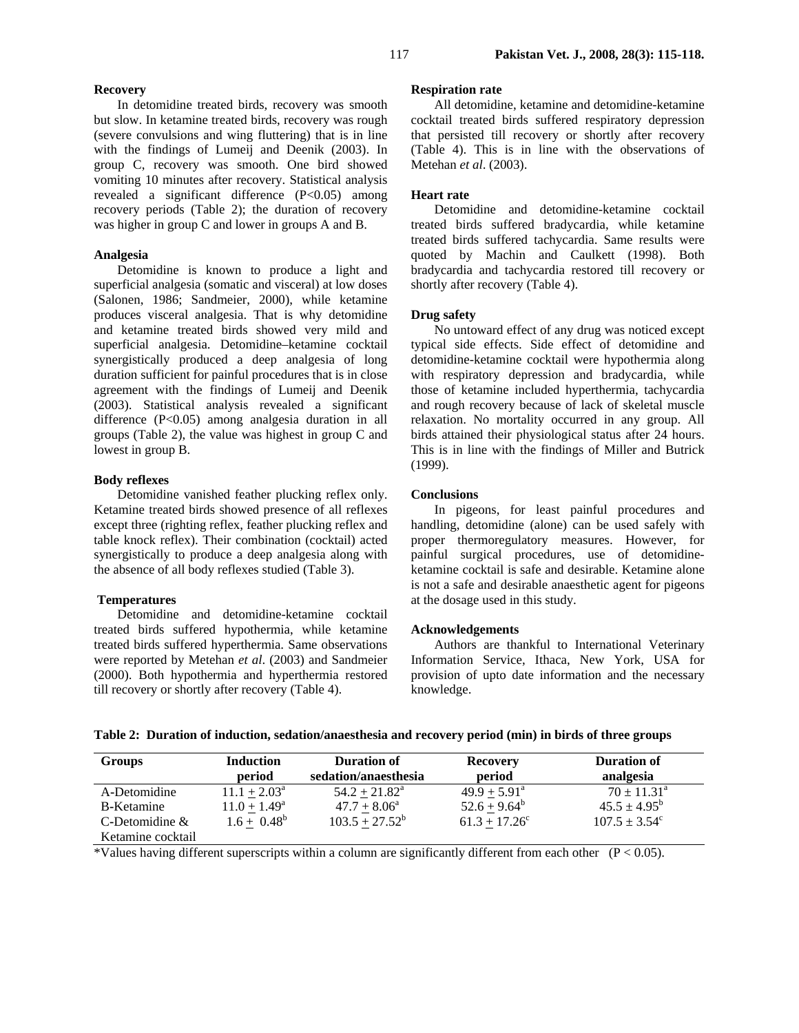### Recovery

In detomidine treated birds, recovery was smooth but slow. In ketamine treated birds, recovery was rough (severe convulsions and wing fluttering) that is in line with the findings of Lumeij and Deenik (2003). In group C, recovery was smooth. One bird showed vomiting 10 minutes after recovery. Statistical analysis revealed a significant difference ($P<0.05$) among recovery periods (Table 2); the duration of recovery was higher in group C and lower in groups A and B.

### Analgesia

Detomidine is known to produce a light and superficial analgesia (somatic and visceral) at low doses (Salonen, 1986; Sandmeier, 2000), while ketamine produces visceral analgesia. That is why detomidine and ketamine treated birds showed very mild and superficial analgesia. Detomidine–ketamine cocktail synergistically produced a deep analgesia of long duration sufficient for painful procedures that is in close agreement with the findings of Lumeij and Deenik (2003). Statistical analysis revealed a significant difference ($P<0.05$) among analgesia duration in all groups (Table 2), the value was highest in group C and lowest in group B.

### Body reflexes

Detomidine vanished feather plucking reflex only. Ketamine treated birds showed presence of all reflexes except three (righting reflex, feather plucking reflex and table knock reflex). Their combination (cocktail) acted synergistically to produce a deep analgesia along with the absence of all body reflexes studied (Table 3).

### Temperatures

Detomidine and detomidine-ketamine cocktail treated birds suffered hypothermia, while ketamine treated birds suffered hyperthermia. Same observations were reported by Metehan *et al*. (2003) and Sandmeier (2000). Both hypothermia and hyperthermia restored till recovery or shortly after recovery (Table 4).

### Respiration rate

All detomidine, ketamine and detomidine-ketamine cocktail treated birds suffered respiratory depression that persisted till recovery or shortly after recovery (Table 4). This is in line with the observations of Metehan *et al*. (2003).

### Heart rate

Detomidine and detomidine-ketamine cocktail treated birds suffered bradycardia, while ketamine treated birds suffered tachycardia. Same results were quoted by Machin and Caulkett (1998). Both bradycardia and tachycardia restored till recovery or shortly after recovery (Table 4).

### Drug safety

No untoward effect of any drug was noticed except typical side effects. Side effect of detomidine and detomidine-ketamine cocktail were hypothermia along with respiratory depression and bradycardia, while those of ketamine included hyperthermia, tachycardia and rough recovery because of lack of skeletal muscle relaxation. No mortality occurred in any group. All birds attained their physiological status after 24 hours. This is in line with the findings of Miller and Butrick (1999).

### Conclusions

In pigeons, for least painful procedures and handling, detomidine (alone) can be used safely with proper thermoregulatory measures. However, for painful surgical procedures, use of detomidine-ketamine cocktail is safe and desirable. Ketamine alone is not a safe and desirable anaesthetic agent for pigeons at the dosage used in this study.

### Acknowledgements

Authors are thankful to International Veterinary Information Service, Ithaca, New York, USA for provision of upto date information and the necessary knowledge.

**Table 2: Duration of induction, sedation/anaesthesia and recovery period (min) in birds of three groups**

| Groups | Induction period | Duration of sedation/anaesthesia | Recovery period | Duration of analgesia |
|---|---|---|---|---|
| A-Detomidine | $11.1 \pm 2.03^{a}$ | $54.2 \pm 21.82^{a}$ | $49.9 \pm 5.91^{a}$ | $70 \pm 11.31^{a}$ |
| B-Ketamine | $11.0 \pm 1.49^{a}$ | $47.7 \pm 8.06^{a}$ | $52.6 \pm 9.64^{b}$ | $45.5 \pm 4.95^{b}$ |
| C-Detomidine & Ketamine cocktail | $1.6 \pm 0.48^{b}$ | $103.5 \pm 27.52^{b}$ | $61.3 \pm 17.26^{c}$ | $107.5 \pm 3.54^{c}$ |

*Values having different superscripts within a column are significantly different from each other ($P < 0.05$).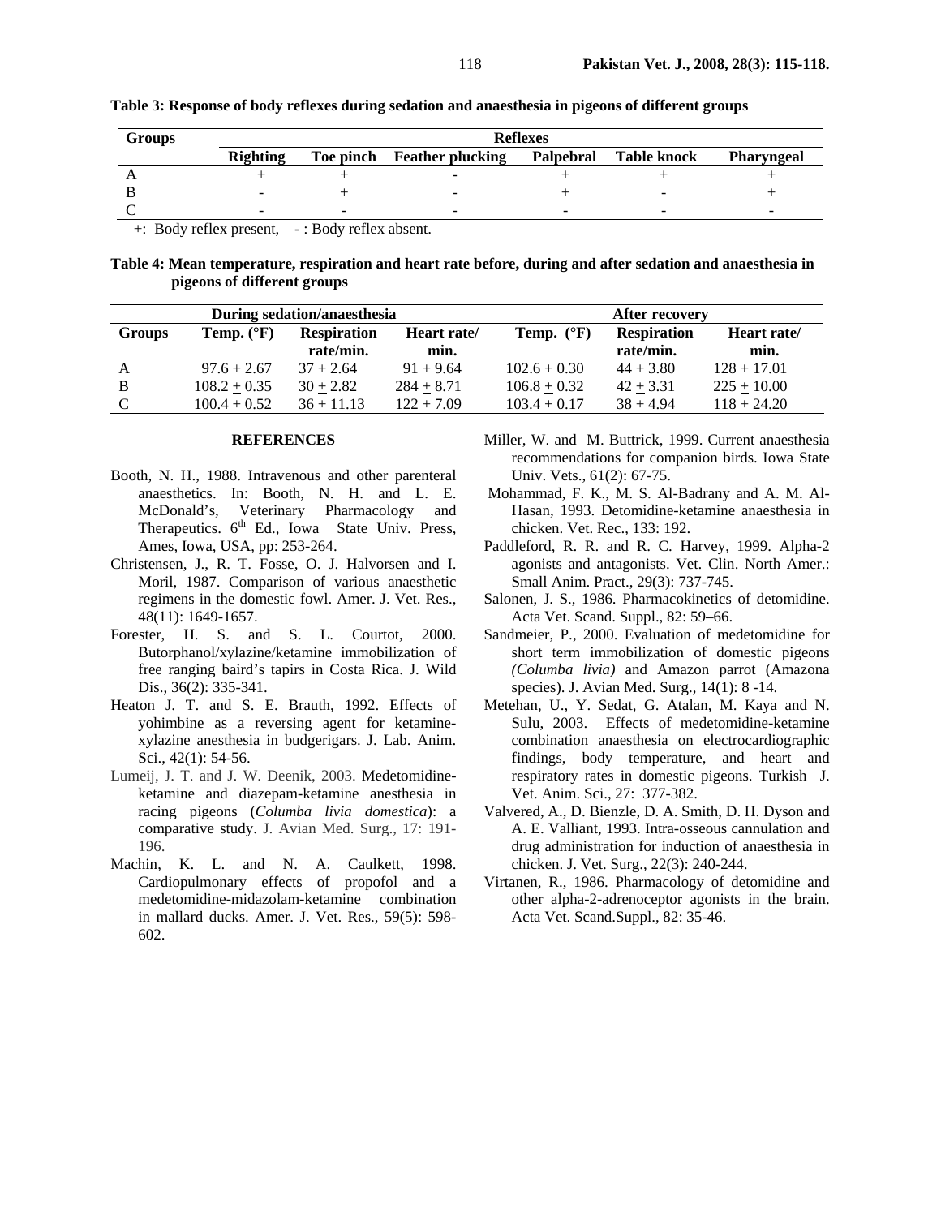**Table 3: Response of body reflexes during sedation and anaesthesia in pigeons of different groups**

| Groups | Reflexes | | | | | |
|---|---|---|---|---|---|---|
| | Righting | Toe pinch | Feather plucking | Palpebral | Table knock | Pharyngeal |
| A | + | + | - | + | + | + |
| B | - | + | - | + | - | + |
| C | - | - | - | - | - | - |

+: Body reflex present, - : Body reflex absent.

**Table 4: Mean temperature, respiration and heart rate before, during and after sedation and anaesthesia in pigeons of different groups**

| | During sedation/anaesthesia | | | After recovery | | |
|---|---|---|---|---|---|---|
| Groups | Temp. (°F) | Respiration rate/min. | Heart rate/ min. | Temp. (°F) | Respiration rate/min. | Heart rate/ min. |
| A | 97.6 ± 2.67 | 37 ± 2.64 | 91 ± 9.64 | 102.6 ± 0.30 | 44 ± 3.80 | 128 ± 17.01 |
| B | 108.2 ± 0.35 | 30 ± 2.82 | 284 ± 8.71 | 106.8 ± 0.32 | 42 ± 3.31 | 225 ± 10.00 |
| C | 100.4 ± 0.52 | 36 ± 11.13 | 122 ± 7.09 | 103.4 ± 0.17 | 38 ± 4.94 | 118 ± 24.20 |

## REFERENCES

Booth, N. H., 1988. Intravenous and other parenteral anaesthetics. In: Booth, N. H. and L. E. McDonald's, Veterinary Pharmacology and Therapeutics. 6th Ed., Iowa State Univ. Press, Ames, Iowa, USA, pp: 253-264.

Christensen, J., R. T. Fosse, O. J. Halvorsen and I. Moril, 1987. Comparison of various anaesthetic regimens in the domestic fowl. Amer. J. Vet. Res., 48(11): 1649-1657.

Forester, H. S. and S. L. Courtot, 2000. Butorphanol/xylazine/ketamine immobilization of free ranging baird's tapirs in Costa Rica. J. Wild Dis., 36(2): 335-341.

Heaton J. T. and S. E. Brauth, 1992. Effects of yohimbine as a reversing agent for ketamine-xylazine anesthesia in budgerigars. J. Lab. Anim. Sci., 42(1): 54-56.

Lumeij, J. T. and J. W. Deenik, 2003. Medetomidine-ketamine and diazepam-ketamine anesthesia in racing pigeons (*Columba livia domestica*): a comparative study. J. Avian Med. Surg., 17: 191-196.

Machin, K. L. and N. A. Caulkett, 1998. Cardiopulmonary effects of propofol and a medetomidine-midazolam-ketamine combination in mallard ducks. Amer. J. Vet. Res., 59(5): 598-602.

Miller, W. and M. Buttrick, 1999. Current anaesthesia recommendations for companion birds. Iowa State Univ. Vets., 61(2): 67-75.

Mohammad, F. K., M. S. Al-Badrany and A. M. Al-Hasan, 1993. Detomidine-ketamine anaesthesia in chicken. Vet. Rec., 133: 192.

Paddleford, R. R. and R. C. Harvey, 1999. Alpha-2 agonists and antagonists. Vet. Clin. North Amer.: Small Anim. Pract., 29(3): 737-745.

Salonen, J. S., 1986. Pharmacokinetics of detomidine. Acta Vet. Scand. Suppl., 82: 59–66.

Sandmeier, P., 2000. Evaluation of medetomidine for short term immobilization of domestic pigeons *(Columba livia)* and Amazon parrot (Amazona species). J. Avian Med. Surg., 14(1): 8 -14.

Metehan, U., Y. Sedat, G. Atalan, M. Kaya and N. Sulu, 2003. Effects of medetomidine-ketamine combination anaesthesia on electrocardiographic findings, body temperature, and heart and respiratory rates in domestic pigeons. Turkish J. Vet. Anim. Sci., 27: 377-382.

Valvered, A., D. Bienzle, D. A. Smith, D. H. Dyson and A. E. Valliant, 1993. Intra-osseous cannulation and drug administration for induction of anaesthesia in chicken. J. Vet. Surg., 22(3): 240-244.

Virtanen, R., 1986. Pharmacology of detomidine and other alpha-2-adrenoceptor agonists in the brain. Acta Vet. Scand.Suppl., 82: 35-46.